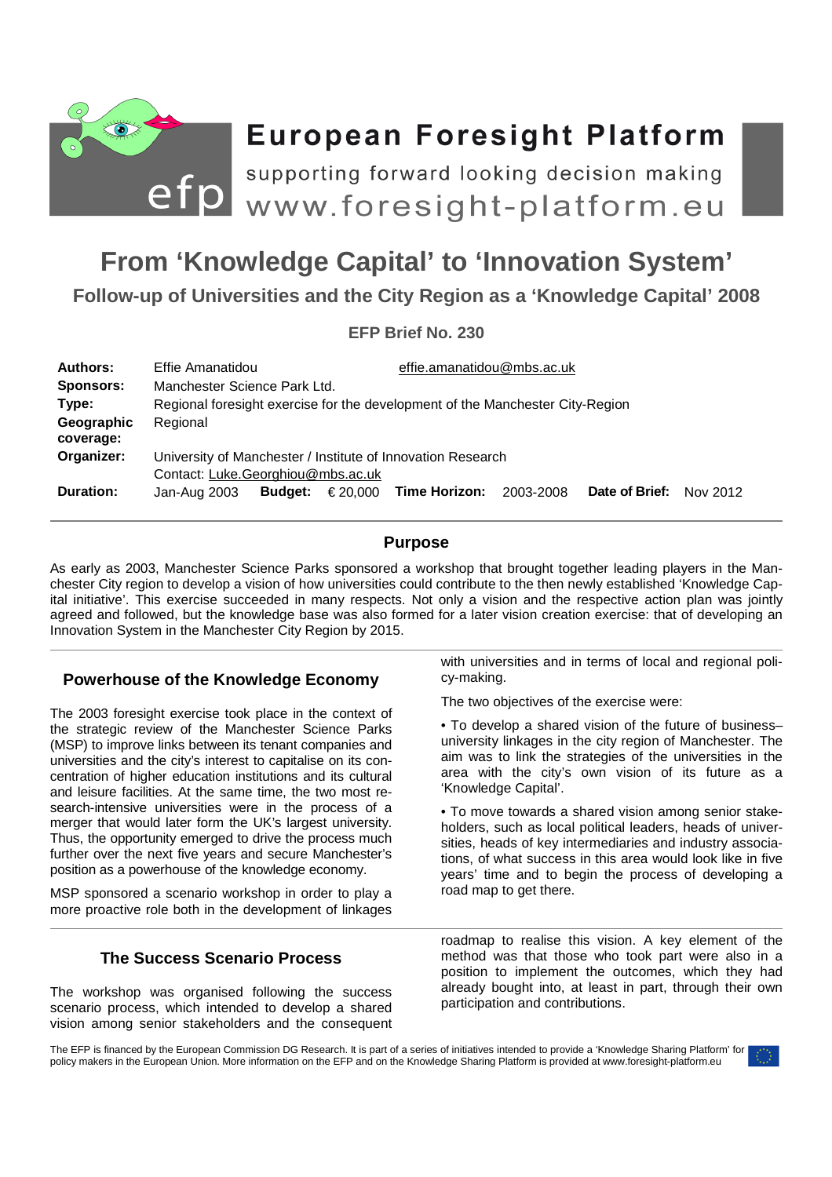# European Foresight Platform

supporting forward looking decision making

www.foresight-platform.eu

# From 'Knowledge Capital' to 'Innovation System'

## Follow-up of Universities and the City Region as a 'Knowledge Capital' 2008

**EFP Brief No. 230**

| | | | | | | | |
|---|---|---|---|---|---|---|---|
| **Authors:** | Effie Amanatidou | | effie.amanatidou@mbs.ac.uk | | | | |
| **Sponsors:** | Manchester Science Park Ltd. | | | | | | |
| **Type:** | Regional foresight exercise for the development of the Manchester City-Region | | | | | | |
| **Geographic coverage:** | Regional | | | | | | |
| **Organizer:** | University of Manchester / Institute of Innovation Research<br>Contact: Luke.Georghiou@mbs.ac.uk | | | | | | |
| **Duration:** | Jan-Aug 2003 | **Budget:** € 20,000 | **Time Horizon:** | 2003-2008 | **Date of Brief:** | Nov 2012 | |

## Purpose

As early as 2003, Manchester Science Parks sponsored a workshop that brought together leading players in the Manchester City region to develop a vision of how universities could contribute to the then newly established 'Knowledge Capital initiative'. This exercise succeeded in many respects. Not only a vision and the respective action plan was jointly agreed and followed, but the knowledge base was also formed for a later vision creation exercise: that of developing an Innovation System in the Manchester City Region by 2015.

## Powerhouse of the Knowledge Economy

The 2003 foresight exercise took place in the context of the strategic review of the Manchester Science Parks (MSP) to improve links between its tenant companies and universities and the city's interest to capitalise on its concentration of higher education institutions and its cultural and leisure facilities. At the same time, the two most research-intensive universities were in the process of a merger that would later form the UK's largest university. Thus, the opportunity emerged to drive the process much further over the next five years and secure Manchester's position as a powerhouse of the knowledge economy.

MSP sponsored a scenario workshop in order to play a more proactive role both in the development of linkages with universities and in terms of local and regional policy-making.

The two objectives of the exercise were:

• To develop a shared vision of the future of business–university linkages in the city region of Manchester. The aim was to link the strategies of the universities in the area with the city's own vision of its future as a 'Knowledge Capital'.

• To move towards a shared vision among senior stakeholders, such as local political leaders, heads of universities, heads of key intermediaries and industry associations, of what success in this area would look like in five years' time and to begin the process of developing a road map to get there.

## The Success Scenario Process

The workshop was organised following the success scenario process, which intended to develop a shared vision among senior stakeholders and the consequent roadmap to realise this vision. A key element of the method was that those who took part were also in a position to implement the outcomes, which they had already bought into, at least in part, through their own participation and contributions.

The EFP is financed by the European Commission DG Research. It is part of a series of initiatives intended to provide a 'Knowledge Sharing Platform' for policy makers in the European Union. More information on the EFP and on the Knowledge Sharing Platform is provided at www.foresight-platform.eu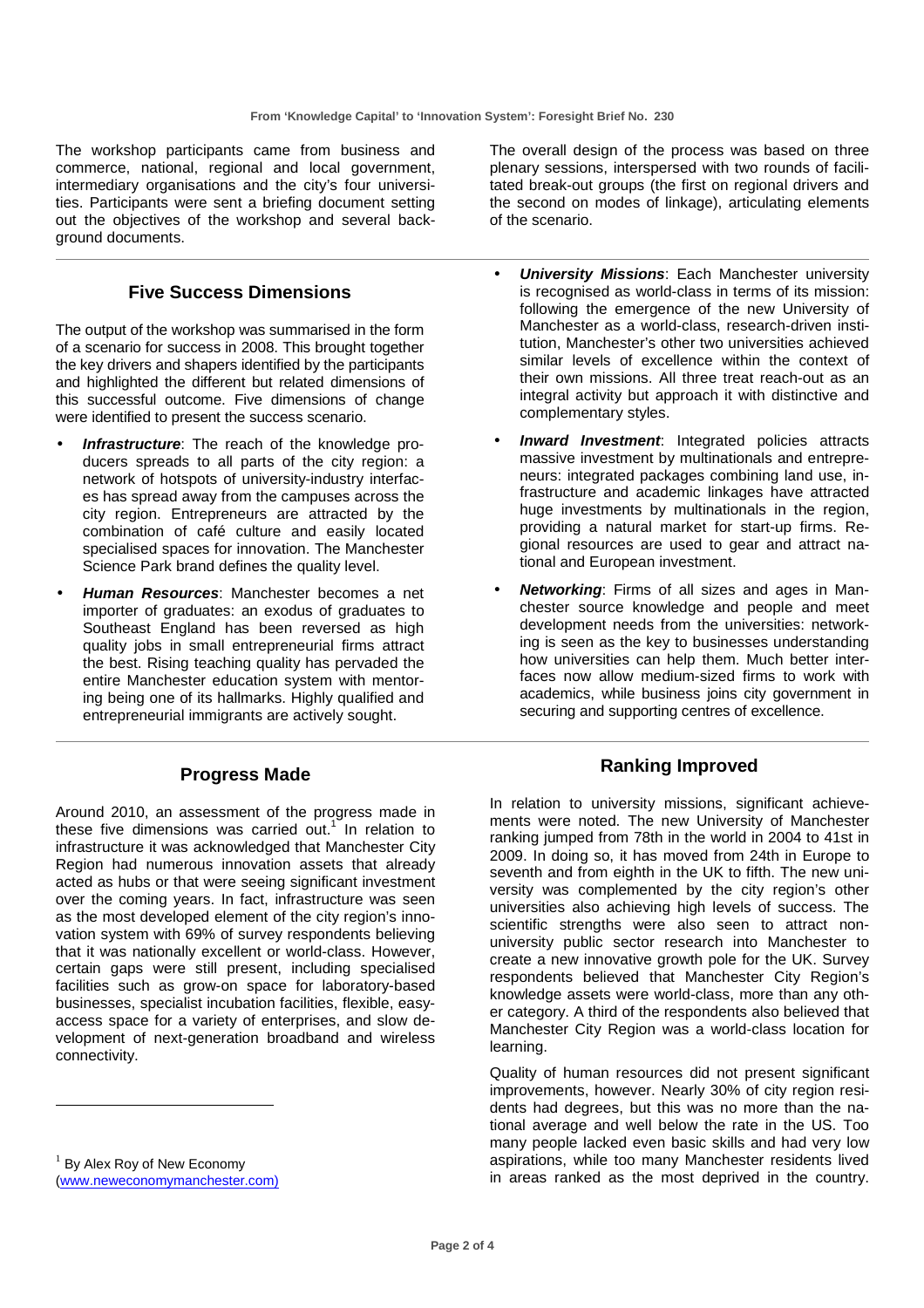The workshop participants came from business and commerce, national, regional and local government, intermediary organisations and the city's four universities. Participants were sent a briefing document setting out the objectives of the workshop and several background documents.

The overall design of the process was based on three plenary sessions, interspersed with two rounds of facilitated break-out groups (the first on regional drivers and the second on modes of linkage), articulating elements of the scenario.

## Five Success Dimensions

The output of the workshop was summarised in the form of a scenario for success in 2008. This brought together the key drivers and shapers identified by the participants and highlighted the different but related dimensions of this successful outcome. Five dimensions of change were identified to present the success scenario.

- ***Infrastructure***: The reach of the knowledge producers spreads to all parts of the city region: a network of hotspots of university-industry interfaces has spread away from the campuses across the city region. Entrepreneurs are attracted by the combination of café culture and easily located specialised spaces for innovation. The Manchester Science Park brand defines the quality level.
- ***Human Resources***: Manchester becomes a net importer of graduates: an exodus of graduates to Southeast England has been reversed as high quality jobs in small entrepreneurial firms attract the best. Rising teaching quality has pervaded the entire Manchester education system with mentoring being one of its hallmarks. Highly qualified and entrepreneurial immigrants are actively sought.
- ***University Missions***: Each Manchester university is recognised as world-class in terms of its mission: following the emergence of the new University of Manchester as a world-class, research-driven institution, Manchester's other two universities achieved similar levels of excellence within the context of their own missions. All three treat reach-out as an integral activity but approach it with distinctive and complementary styles.
- ***Inward Investment***: Integrated policies attracts massive investment by multinationals and entrepreneurs: integrated packages combining land use, infrastructure and academic linkages have attracted huge investments by multinationals in the region, providing a natural market for start-up firms. Regional resources are used to gear and attract national and European investment.
- ***Networking***: Firms of all sizes and ages in Manchester source knowledge and people and meet development needs from the universities: networking is seen as the key to businesses understanding how universities can help them. Much better interfaces now allow medium-sized firms to work with academics, while business joins city government in securing and supporting centres of excellence.

## Progress Made

Around 2010, an assessment of the progress made in these five dimensions was carried out.[1] In relation to infrastructure it was acknowledged that Manchester City Region had numerous innovation assets that already acted as hubs or that were seeing significant investment over the coming years. In fact, infrastructure was seen as the most developed element of the city region's innovation system with 69% of survey respondents believing that it was nationally excellent or world-class. However, certain gaps were still present, including specialised facilities such as grow-on space for laboratory-based businesses, specialist incubation facilities, flexible, easy-access space for a variety of enterprises, and slow development of next-generation broadband and wireless connectivity.

## Ranking Improved

In relation to university missions, significant achievements were noted. The new University of Manchester ranking jumped from 78th in the world in 2004 to 41st in 2009. In doing so, it has moved from 24th in Europe to seventh and from eighth in the UK to fifth. The new university was complemented by the city region's other universities also achieving high levels of success. The scientific strengths were also seen to attract non-university public sector research into Manchester to create a new innovative growth pole for the UK. Survey respondents believed that Manchester City Region's knowledge assets were world-class, more than any other category. A third of the respondents also believed that Manchester City Region was a world-class location for learning.

Quality of human resources did not present significant improvements, however. Nearly 30% of city region residents had degrees, but this was no more than the national average and well below the rate in the US. Too many people lacked even basic skills and had very low aspirations, while too many Manchester residents lived in areas ranked as the most deprived in the country.

---

[1] By Alex Roy of New Economy (www.neweconomymanchester.com)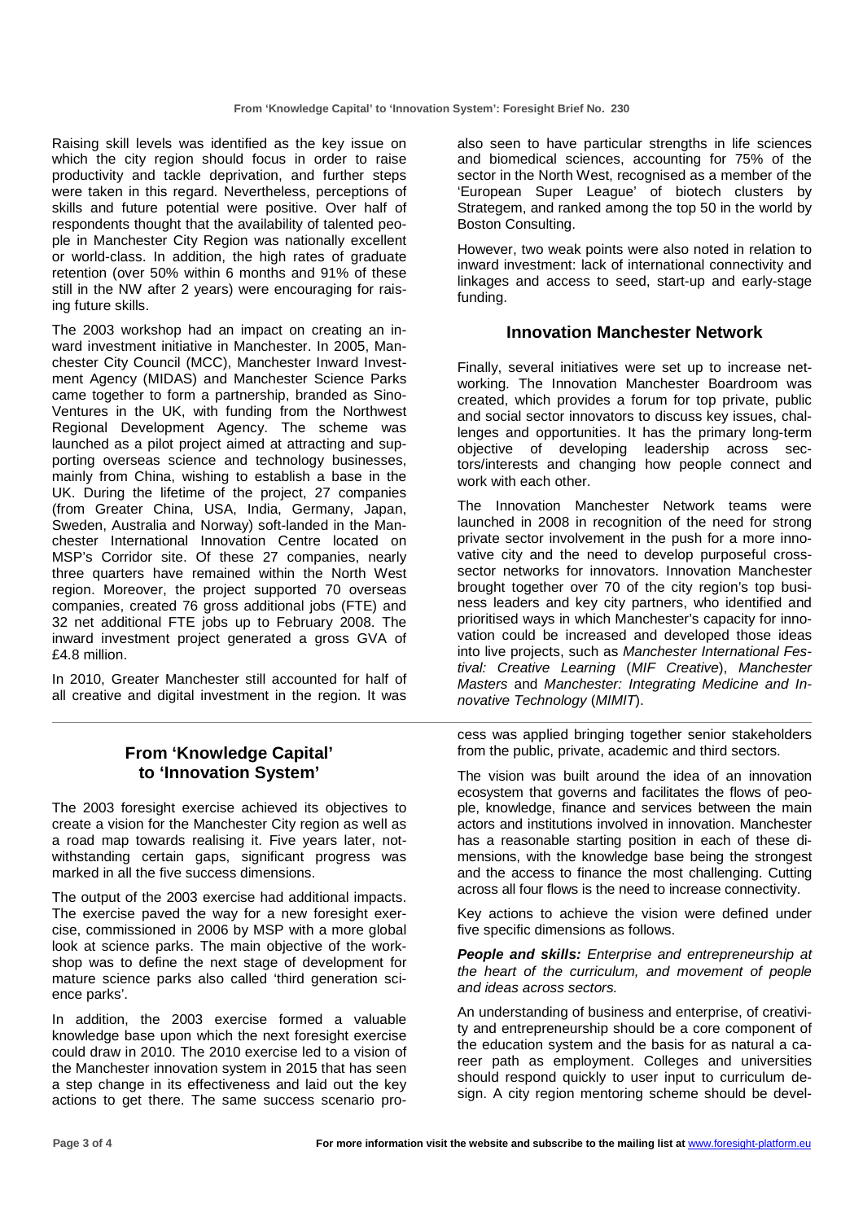Raising skill levels was identified as the key issue on which the city region should focus in order to raise productivity and tackle deprivation, and further steps were taken in this regard. Nevertheless, perceptions of skills and future potential were positive. Over half of respondents thought that the availability of talented people in Manchester City Region was nationally excellent or world-class. In addition, the high rates of graduate retention (over 50% within 6 months and 91% of these still in the NW after 2 years) were encouraging for raising future skills.

The 2003 workshop had an impact on creating an inward investment initiative in Manchester. In 2005, Manchester City Council (MCC), Manchester Inward Investment Agency (MIDAS) and Manchester Science Parks came together to form a partnership, branded as Sino-Ventures in the UK, with funding from the Northwest Regional Development Agency. The scheme was launched as a pilot project aimed at attracting and supporting overseas science and technology businesses, mainly from China, wishing to establish a base in the UK. During the lifetime of the project, 27 companies (from Greater China, USA, India, Germany, Japan, Sweden, Australia and Norway) soft-landed in the Manchester International Innovation Centre located on MSP's Corridor site. Of these 27 companies, nearly three quarters have remained within the North West region. Moreover, the project supported 70 overseas companies, created 76 gross additional jobs (FTE) and 32 net additional FTE jobs up to February 2008. The inward investment project generated a gross GVA of £4.8 million.

In 2010, Greater Manchester still accounted for half of all creative and digital investment in the region. It was also seen to have particular strengths in life sciences and biomedical sciences, accounting for 75% of the sector in the North West, recognised as a member of the 'European Super League' of biotech clusters by Strategem, and ranked among the top 50 in the world by Boston Consulting.

However, two weak points were also noted in relation to inward investment: lack of international connectivity and linkages and access to seed, start-up and early-stage funding.

## Innovation Manchester Network

Finally, several initiatives were set up to increase networking. The Innovation Manchester Boardroom was created, which provides a forum for top private, public and social sector innovators to discuss key issues, challenges and opportunities. It has the primary long-term objective of developing leadership across sectors/interests and changing how people connect and work with each other.

The Innovation Manchester Network teams were launched in 2008 in recognition of the need for strong private sector involvement in the push for a more innovative city and the need to develop purposeful cross-sector networks for innovators. Innovation Manchester brought together over 70 of the city region's top business leaders and key city partners, who identified and prioritised ways in which Manchester's capacity for innovation could be increased and developed those ideas into live projects, such as *Manchester International Festival: Creative Learning* (*MIF Creative*), *Manchester Masters* and *Manchester: Integrating Medicine and Innovative Technology* (*MIMIT*).

## From 'Knowledge Capital' to 'Innovation System'

The 2003 foresight exercise achieved its objectives to create a vision for the Manchester City region as well as a road map towards realising it. Five years later, notwithstanding certain gaps, significant progress was marked in all the five success dimensions.

The output of the 2003 exercise had additional impacts. The exercise paved the way for a new foresight exercise, commissioned in 2006 by MSP with a more global look at science parks. The main objective of the workshop was to define the next stage of development for mature science parks also called 'third generation science parks'.

In addition, the 2003 exercise formed a valuable knowledge base upon which the next foresight exercise could draw in 2010. The 2010 exercise led to a vision of the Manchester innovation system in 2015 that has seen a step change in its effectiveness and laid out the key actions to get there. The same success scenario process was applied bringing together senior stakeholders from the public, private, academic and third sectors.

The vision was built around the idea of an innovation ecosystem that governs and facilitates the flows of people, knowledge, finance and services between the main actors and institutions involved in innovation. Manchester has a reasonable starting position in each of these dimensions, with the knowledge base being the strongest and the access to finance the most challenging. Cutting across all four flows is the need to increase connectivity.

Key actions to achieve the vision were defined under five specific dimensions as follows.

***People and skills:*** *Enterprise and entrepreneurship at the heart of the curriculum, and movement of people and ideas across sectors.*

An understanding of business and enterprise, of creativity and entrepreneurship should be a core component of the education system and the basis for as natural a career path as employment. Colleges and universities should respond quickly to user input to curriculum design. A city region mentoring scheme should be devel-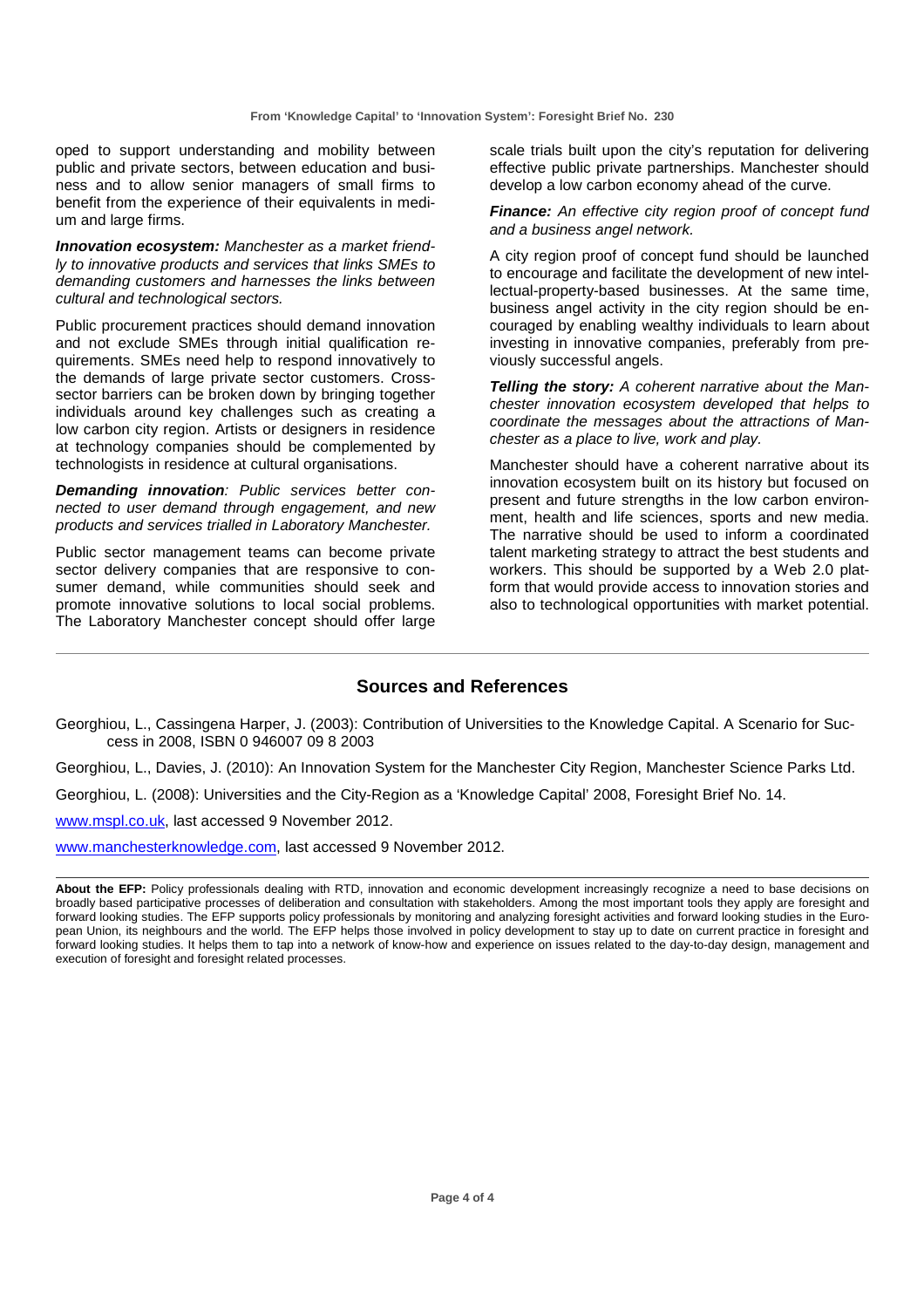oped to support understanding and mobility between public and private sectors, between education and business and to allow senior managers of small firms to benefit from the experience of their equivalents in medium and large firms.

***Innovation ecosystem:*** *Manchester as a market friendly to innovative products and services that links SMEs to demanding customers and harnesses the links between cultural and technological sectors.*

Public procurement practices should demand innovation and not exclude SMEs through initial qualification requirements. SMEs need help to respond innovatively to the demands of large private sector customers. Cross-sector barriers can be broken down by bringing together individuals around key challenges such as creating a low carbon city region. Artists or designers in residence at technology companies should be complemented by technologists in residence at cultural organisations.

***Demanding innovation****: Public services better connected to user demand through engagement, and new products and services trialled in Laboratory Manchester.*

Public sector management teams can become private sector delivery companies that are responsive to consumer demand, while communities should seek and promote innovative solutions to local social problems. The Laboratory Manchester concept should offer large scale trials built upon the city's reputation for delivering effective public private partnerships. Manchester should develop a low carbon economy ahead of the curve.

***Finance:*** *An effective city region proof of concept fund and a business angel network.*

A city region proof of concept fund should be launched to encourage and facilitate the development of new intellectual-property-based businesses. At the same time, business angel activity in the city region should be encouraged by enabling wealthy individuals to learn about investing in innovative companies, preferably from previously successful angels.

***Telling the story:*** *A coherent narrative about the Manchester innovation ecosystem developed that helps to coordinate the messages about the attractions of Manchester as a place to live, work and play.*

Manchester should have a coherent narrative about its innovation ecosystem built on its history but focused on present and future strengths in the low carbon environment, health and life sciences, sports and new media. The narrative should be used to inform a coordinated talent marketing strategy to attract the best students and workers. This should be supported by a Web 2.0 platform that would provide access to innovation stories and also to technological opportunities with market potential.

## Sources and References

Georghiou, L., Cassingena Harper, J. (2003): Contribution of Universities to the Knowledge Capital. A Scenario for Success in 2008, ISBN 0 946007 09 8 2003

Georghiou, L., Davies, J. (2010): An Innovation System for the Manchester City Region, Manchester Science Parks Ltd.

Georghiou, L. (2008): Universities and the City-Region as a 'Knowledge Capital' 2008, Foresight Brief No. 14.

www.mspl.co.uk, last accessed 9 November 2012.

www.manchesterknowledge.com, last accessed 9 November 2012.

**About the EFP:** Policy professionals dealing with RTD, innovation and economic development increasingly recognize a need to base decisions on broadly based participative processes of deliberation and consultation with stakeholders. Among the most important tools they apply are foresight and forward looking studies. The EFP supports policy professionals by monitoring and analyzing foresight activities and forward looking studies in the European Union, its neighbours and the world. The EFP helps those involved in policy development to stay up to date on current practice in foresight and forward looking studies. It helps them to tap into a network of know-how and experience on issues related to the day-to-day design, management and execution of foresight and foresight related processes.